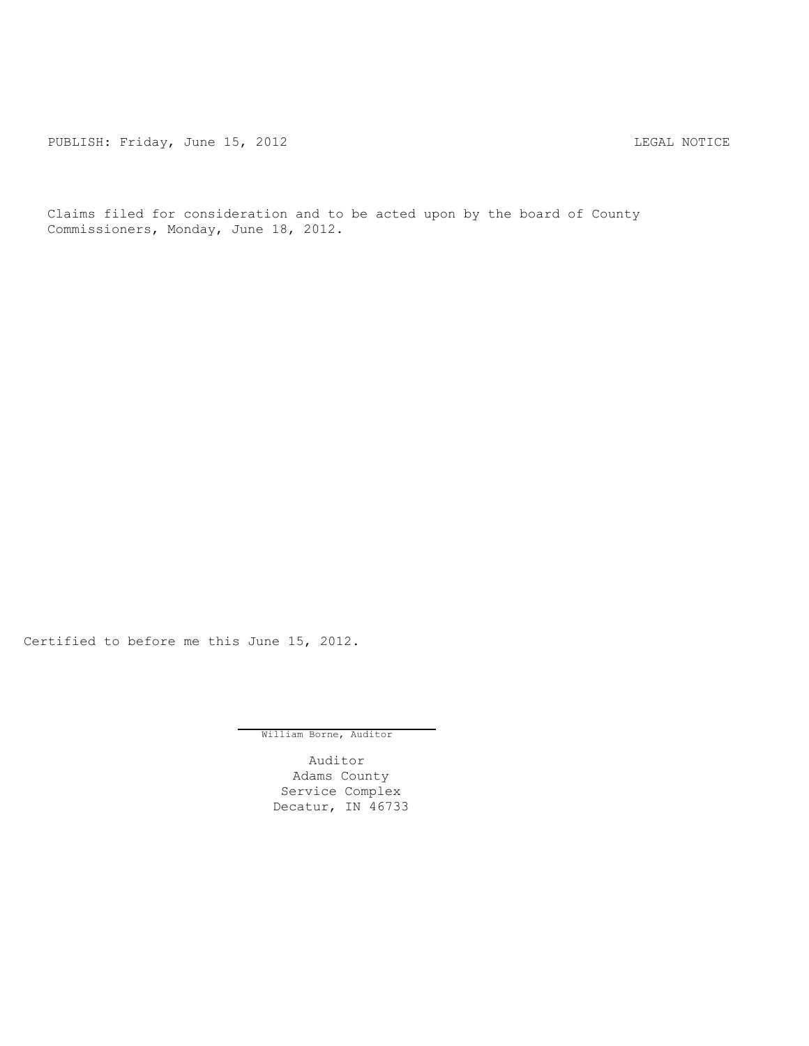PUBLISH: Friday, June 15, 2012 LEGAL NOTICE

Claims filed for consideration and to be acted upon by the board of County Commissioners, Monday, June 18, 2012.

Certified to before me this June 15, 2012.

William Borne, Auditor

Auditor
Adams County
Service Complex
Decatur, IN 46733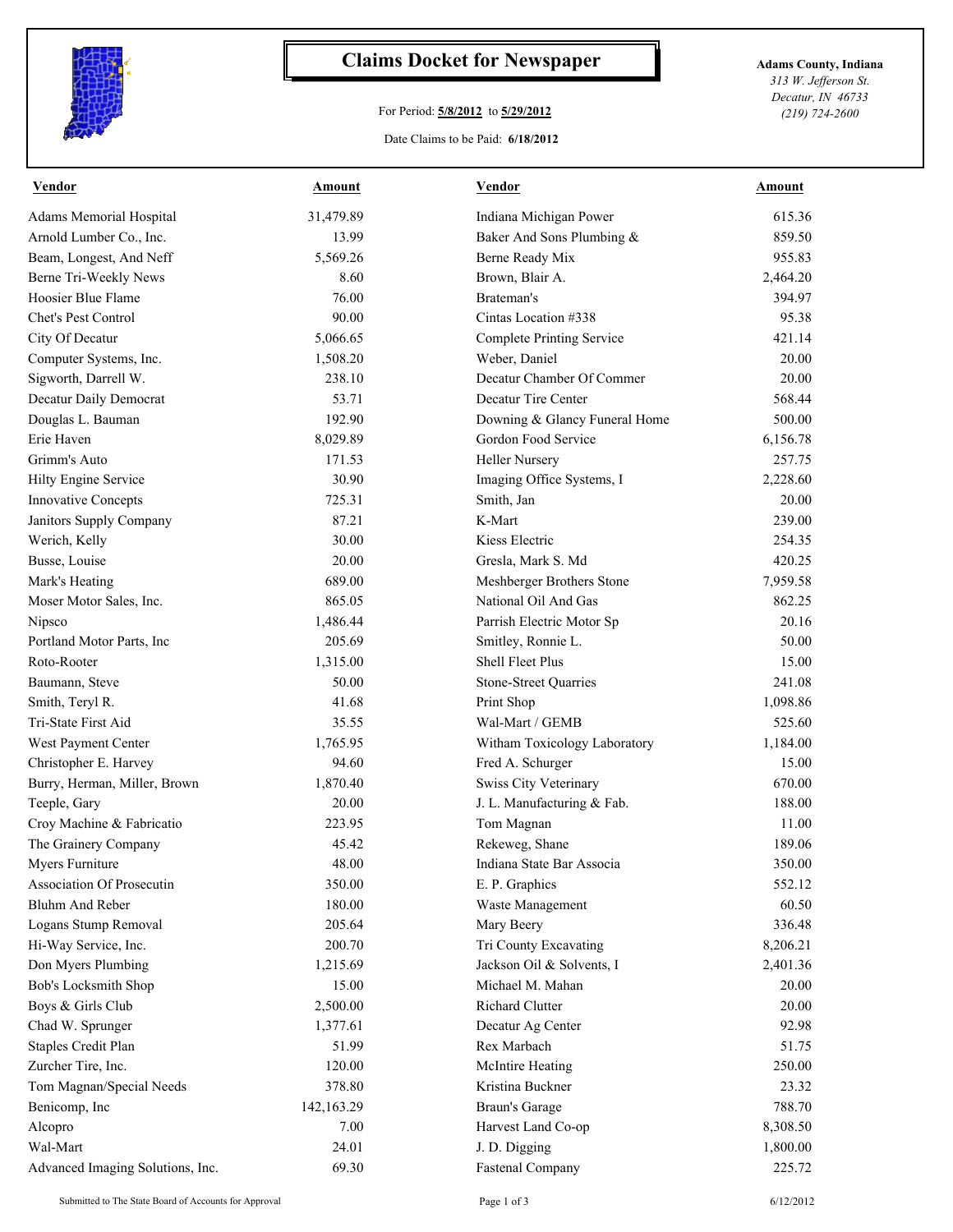# Claims Docket for Newspaper

For Period: **5/8/2012** to **5/29/2012**

Date Claims to be Paid: **6/18/2012**

**Adams County, Indiana**
*313 W. Jefferson St.*
*Decatur, IN 46733*
*(219) 724-2600*

| Vendor | Amount | Vendor | Amount |
|---|---|---|---|
| Adams Memorial Hospital | 31,479.89 | Indiana Michigan Power | 615.36 |
| Arnold Lumber Co., Inc. | 13.99 | Baker And Sons Plumbing & | 859.50 |
| Beam, Longest, And Neff | 5,569.26 | Berne Ready Mix | 955.83 |
| Berne Tri-Weekly News | 8.60 | Brown, Blair A. | 2,464.20 |
| Hoosier Blue Flame | 76.00 | Brateman's | 394.97 |
| Chet's Pest Control | 90.00 | Cintas Location #338 | 95.38 |
| City Of Decatur | 5,066.65 | Complete Printing Service | 421.14 |
| Computer Systems, Inc. | 1,508.20 | Weber, Daniel | 20.00 |
| Sigworth, Darrell W. | 238.10 | Decatur Chamber Of Commer | 20.00 |
| Decatur Daily Democrat | 53.71 | Decatur Tire Center | 568.44 |
| Douglas L. Bauman | 192.90 | Downing & Glancy Funeral Home | 500.00 |
| Erie Haven | 8,029.89 | Gordon Food Service | 6,156.78 |
| Grimm's Auto | 171.53 | Heller Nursery | 257.75 |
| Hilty Engine Service | 30.90 | Imaging Office Systems, I | 2,228.60 |
| Innovative Concepts | 725.31 | Smith, Jan | 20.00 |
| Janitors Supply Company | 87.21 | K-Mart | 239.00 |
| Werich, Kelly | 30.00 | Kiess Electric | 254.35 |
| Busse, Louise | 20.00 | Gresla, Mark S. Md | 420.25 |
| Mark's Heating | 689.00 | Meshberger Brothers Stone | 7,959.58 |
| Moser Motor Sales, Inc. | 865.05 | National Oil And Gas | 862.25 |
| Nipsco | 1,486.44 | Parrish Electric Motor Sp | 20.16 |
| Portland Motor Parts, Inc | 205.69 | Smitley, Ronnie L. | 50.00 |
| Roto-Rooter | 1,315.00 | Shell Fleet Plus | 15.00 |
| Baumann, Steve | 50.00 | Stone-Street Quarries | 241.08 |
| Smith, Teryl R. | 41.68 | Print Shop | 1,098.86 |
| Tri-State First Aid | 35.55 | Wal-Mart / GEMB | 525.60 |
| West Payment Center | 1,765.95 | Witham Toxicology Laboratory | 1,184.00 |
| Christopher E. Harvey | 94.60 | Fred A. Schurger | 15.00 |
| Burry, Herman, Miller, Brown | 1,870.40 | Swiss City Veterinary | 670.00 |
| Teeple, Gary | 20.00 | J. L. Manufacturing & Fab. | 188.00 |
| Croy Machine & Fabricatio | 223.95 | Tom Magnan | 11.00 |
| The Grainery Company | 45.42 | Rekeweg, Shane | 189.06 |
| Myers Furniture | 48.00 | Indiana State Bar Associa | 350.00 |
| Association Of Prosecutin | 350.00 | E. P. Graphics | 552.12 |
| Bluhm And Reber | 180.00 | Waste Management | 60.50 |
| Logans Stump Removal | 205.64 | Mary Beery | 336.48 |
| Hi-Way Service, Inc. | 200.70 | Tri County Excavating | 8,206.21 |
| Don Myers Plumbing | 1,215.69 | Jackson Oil & Solvents, I | 2,401.36 |
| Bob's Locksmith Shop | 15.00 | Michael M. Mahan | 20.00 |
| Boys & Girls Club | 2,500.00 | Richard Clutter | 20.00 |
| Chad W. Sprunger | 1,377.61 | Decatur Ag Center | 92.98 |
| Staples Credit Plan | 51.99 | Rex Marbach | 51.75 |
| Zurcher Tire, Inc. | 120.00 | McIntire Heating | 250.00 |
| Tom Magnan/Special Needs | 378.80 | Kristina Buckner | 23.32 |
| Benicomp, Inc | 142,163.29 | Braun's Garage | 788.70 |
| Alcopro | 7.00 | Harvest Land Co-op | 8,308.50 |
| Wal-Mart | 24.01 | J. D. Digging | 1,800.00 |
| Advanced Imaging Solutions, Inc. | 69.30 | Fastenal Company | 225.72 |

Submitted to The State Board of Accounts for Approval — 6/12/2012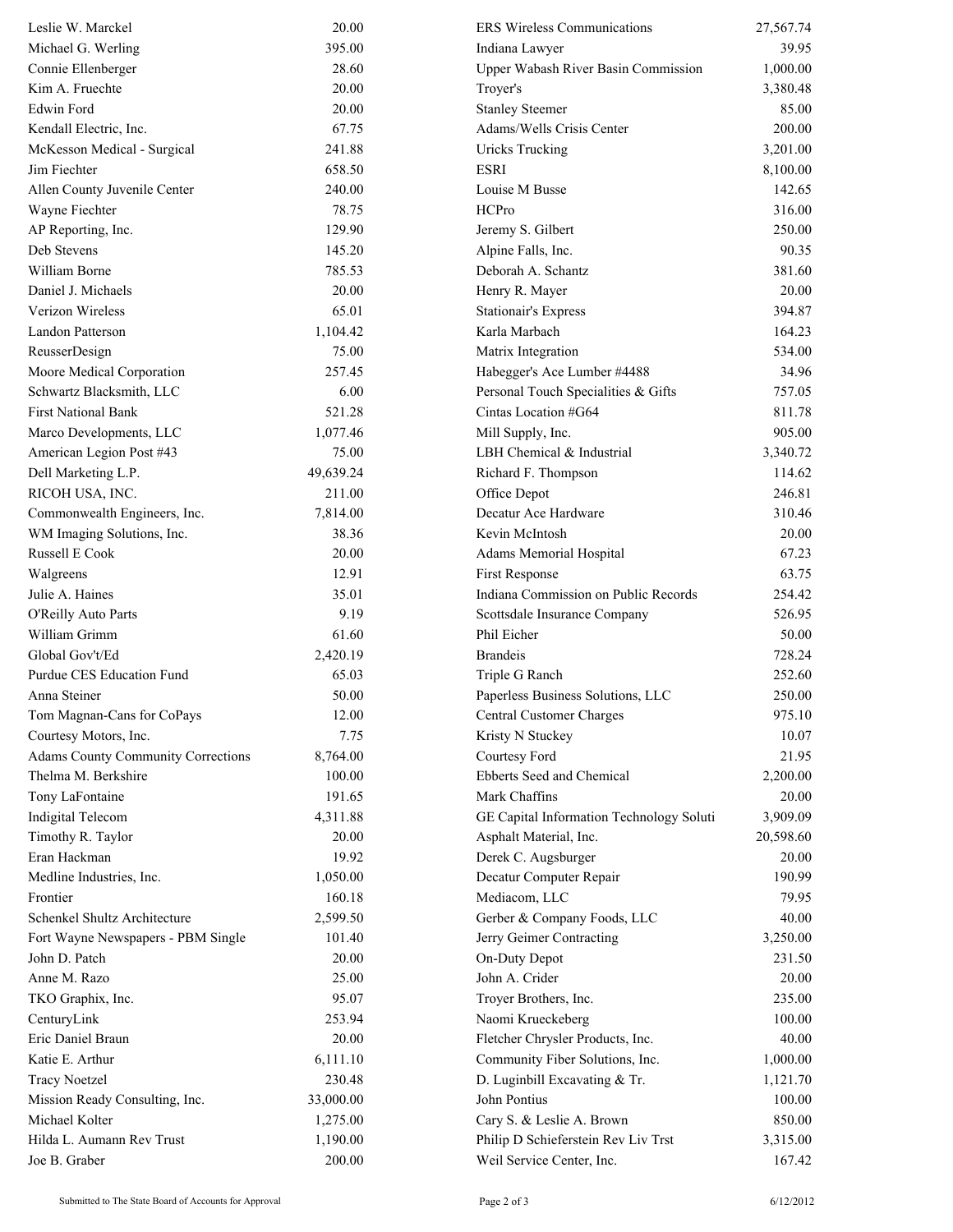| | | | |
|---|---|---|---|
| Leslie W. Marckel | 20.00 | ERS Wireless Communications | 27,567.74 |
| Michael G. Werling | 395.00 | Indiana Lawyer | 39.95 |
| Connie Ellenberger | 28.60 | Upper Wabash River Basin Commission | 1,000.00 |
| Kim A. Fruechte | 20.00 | Troyer's | 3,380.48 |
| Edwin Ford | 20.00 | Stanley Steemer | 85.00 |
| Kendall Electric, Inc. | 67.75 | Adams/Wells Crisis Center | 200.00 |
| McKesson Medical - Surgical | 241.88 | Uricks Trucking | 3,201.00 |
| Jim Fiechter | 658.50 | ESRI | 8,100.00 |
| Allen County Juvenile Center | 240.00 | Louise M Busse | 142.65 |
| Wayne Fiechter | 78.75 | HCPro | 316.00 |
| AP Reporting, Inc. | 129.90 | Jeremy S. Gilbert | 250.00 |
| Deb Stevens | 145.20 | Alpine Falls, Inc. | 90.35 |
| William Borne | 785.53 | Deborah A. Schantz | 381.60 |
| Daniel J. Michaels | 20.00 | Henry R. Mayer | 20.00 |
| Verizon Wireless | 65.01 | Stationair's Express | 394.87 |
| Landon Patterson | 1,104.42 | Karla Marbach | 164.23 |
| ReusserDesign | 75.00 | Matrix Integration | 534.00 |
| Moore Medical Corporation | 257.45 | Habegger's Ace Lumber #4488 | 34.96 |
| Schwartz Blacksmith, LLC | 6.00 | Personal Touch Specialities & Gifts | 757.05 |
| First National Bank | 521.28 | Cintas Location #G64 | 811.78 |
| Marco Developments, LLC | 1,077.46 | Mill Supply, Inc. | 905.00 |
| American Legion Post #43 | 75.00 | LBH Chemical & Industrial | 3,340.72 |
| Dell Marketing L.P. | 49,639.24 | Richard F. Thompson | 114.62 |
| RICOH USA, INC. | 211.00 | Office Depot | 246.81 |
| Commonwealth Engineers, Inc. | 7,814.00 | Decatur Ace Hardware | 310.46 |
| WM Imaging Solutions, Inc. | 38.36 | Kevin McIntosh | 20.00 |
| Russell E Cook | 20.00 | Adams Memorial Hospital | 67.23 |
| Walgreens | 12.91 | First Response | 63.75 |
| Julie A. Haines | 35.01 | Indiana Commission on Public Records | 254.42 |
| O'Reilly Auto Parts | 9.19 | Scottsdale Insurance Company | 526.95 |
| William Grimm | 61.60 | Phil Eicher | 50.00 |
| Global Gov't/Ed | 2,420.19 | Brandeis | 728.24 |
| Purdue CES Education Fund | 65.03 | Triple G Ranch | 252.60 |
| Anna Steiner | 50.00 | Paperless Business Solutions, LLC | 250.00 |
| Tom Magnan-Cans for CoPays | 12.00 | Central Customer Charges | 975.10 |
| Courtesy Motors, Inc. | 7.75 | Kristy N Stuckey | 10.07 |
| Adams County Community Corrections | 8,764.00 | Courtesy Ford | 21.95 |
| Thelma M. Berkshire | 100.00 | Ebberts Seed and Chemical | 2,200.00 |
| Tony LaFontaine | 191.65 | Mark Chaffins | 20.00 |
| Indigital Telecom | 4,311.88 | GE Capital Information Technology Soluti | 3,909.09 |
| Timothy R. Taylor | 20.00 | Asphalt Material, Inc. | 20,598.60 |
| Eran Hackman | 19.92 | Derek C. Augsburger | 20.00 |
| Medline Industries, Inc. | 1,050.00 | Decatur Computer Repair | 190.99 |
| Frontier | 160.18 | Mediacom, LLC | 79.95 |
| Schenkel Shultz Architecture | 2,599.50 | Gerber & Company Foods, LLC | 40.00 |
| Fort Wayne Newspapers - PBM Single | 101.40 | Jerry Geimer Contracting | 3,250.00 |
| John D. Patch | 20.00 | On-Duty Depot | 231.50 |
| Anne M. Razo | 25.00 | John A. Crider | 20.00 |
| TKO Graphix, Inc. | 95.07 | Troyer Brothers, Inc. | 235.00 |
| CenturyLink | 253.94 | Naomi Krueckeberg | 100.00 |
| Eric Daniel Braun | 20.00 | Fletcher Chrysler Products, Inc. | 40.00 |
| Katie E. Arthur | 6,111.10 | Community Fiber Solutions, Inc. | 1,000.00 |
| Tracy Noetzel | 230.48 | D. Luginbill Excavating & Tr. | 1,121.70 |
| Mission Ready Consulting, Inc. | 33,000.00 | John Pontius | 100.00 |
| Michael Kolter | 1,275.00 | Cary S. & Leslie A. Brown | 850.00 |
| Hilda L. Aumann Rev Trust | 1,190.00 | Philip D Schieferstein Rev Liv Trst | 3,315.00 |
| Joe B. Graber | 200.00 | Weil Service Center, Inc. | 167.42 |

Submitted to The State Board of Accounts for Approval 6/12/2012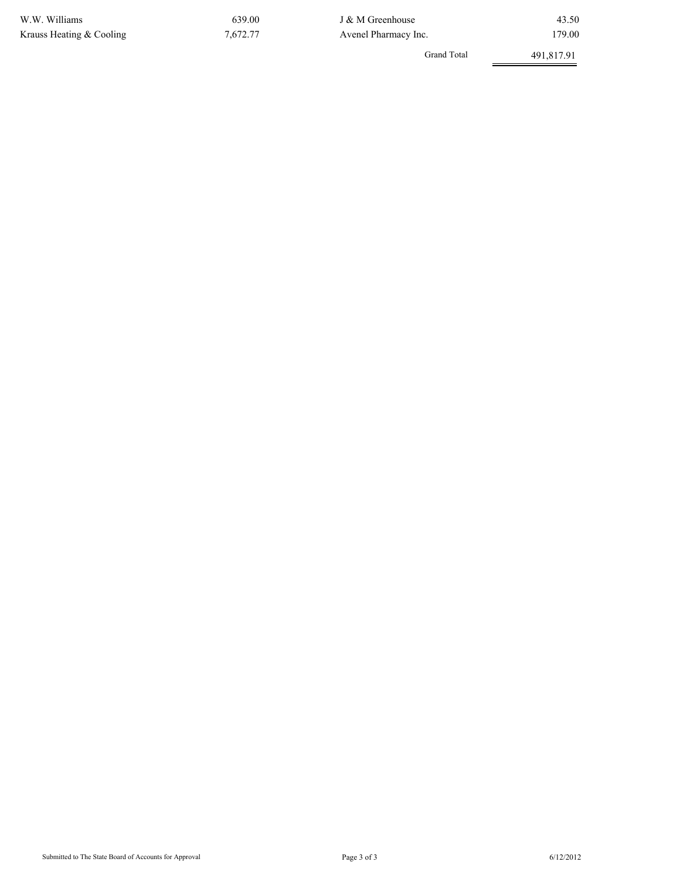| | | | |
|---|---|---|---|
| W.W. Williams | 639.00 | J & M Greenhouse | 43.50 |
| Krauss Heating & Cooling | 7,672.77 | Avenel Pharmacy Inc. | 179.00 |
| | | Grand Total | 491,817.91 |

Submitted to The State Board of Accounts for Approval

6/12/2012